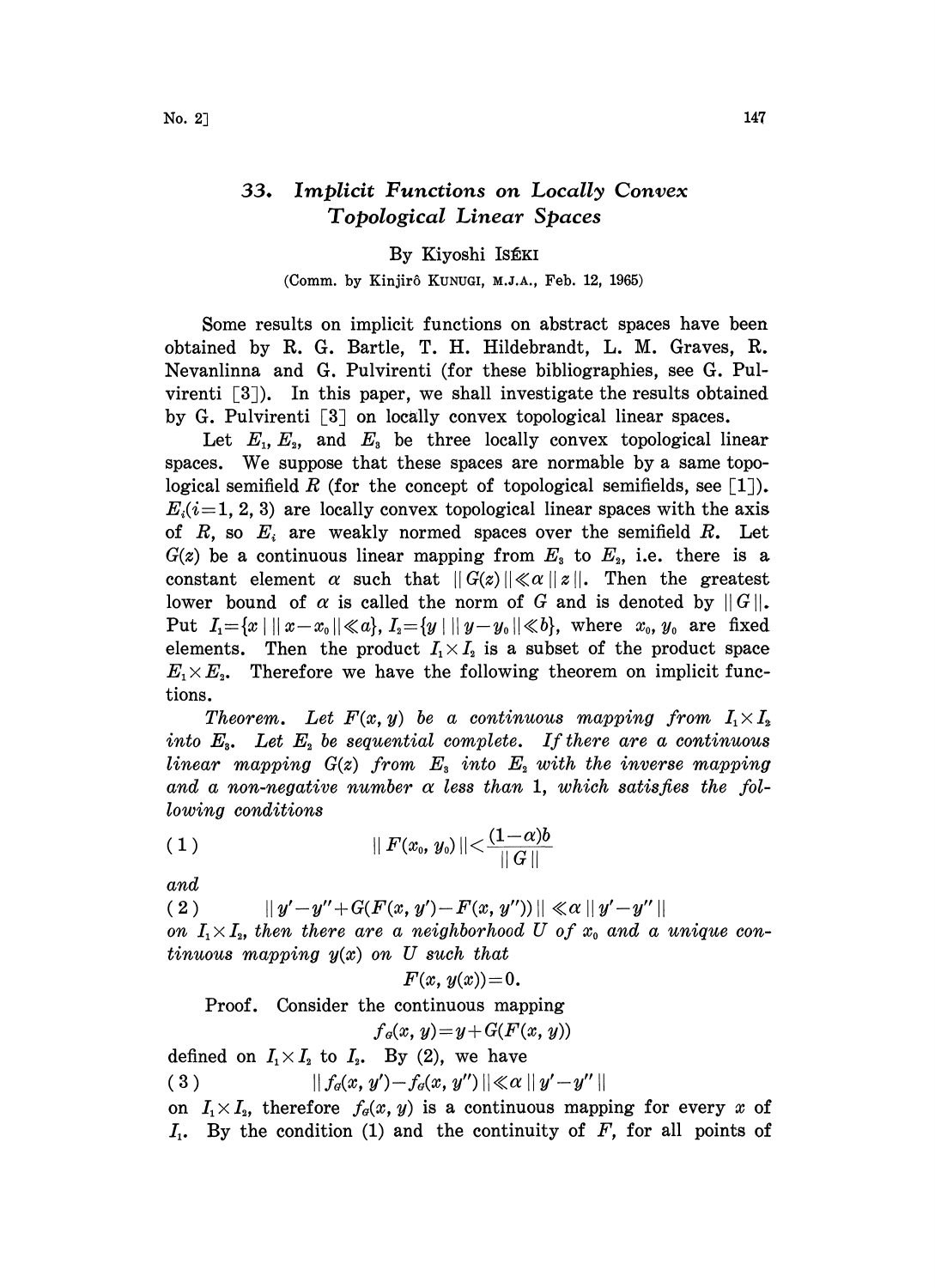# 33. *Implicit Functions on Locally Convex Topological Linear Spaces*

By Kiyoshi ISÉKI

(Comm. by Kinjirô KUNUGI, M.J.A., Feb. 12, 1965)

Some results on implicit functions on abstract spaces have been obtained by R. G. Bartle, T. H. Hildebrandt, L. M. Graves, R. Nevanlinna and G. Pulvirenti (for these bibliographies, see G. Pulvirenti [3]). In this paper, we shall investigate the results obtained by G. Pulvirenti [3] on locally convex topological linear spaces.

Let $E_1, E_2$, and $E_3$ be three locally convex topological linear spaces. We suppose that these spaces are normable by a same topological semifield $R$ (for the concept of topological semifields, see [1]). $E_i (i=1, 2, 3)$ are locally convex topological linear spaces with the axis of $R$, so $E_i$ are weakly normed spaces over the semifield $R$. Let $G(z)$ be a continuous linear mapping from $E_3$ to $E_2$, i.e. there is a constant element $\alpha$ such that $\| G(z) \| \ll \alpha \| z \|$. Then the greatest lower bound of $\alpha$ is called the norm of $G$ and is denoted by $\| G \|$. Put $I_1 = \{x \mid \| x - x_0 \| \ll a\}$, $I_2 = \{y \mid \| y - y_0 \| \ll b\}$, where $x_0, y_0$ are fixed elements. Then the product $I_1 \times I_2$ is a subset of the product space $E_1 \times E_2$. Therefore we have the following theorem on implicit functions.

*Theorem. Let $F(x, y)$ be a continuous mapping from $I_1 \times I_2$ into $E_3$. Let $E_2$ be sequential complete. If there are a continuous linear mapping $G(z)$ from $E_3$ into $E_2$ with the inverse mapping and a non-negative number $\alpha$ less than 1, which satisfies the following conditions*

$$\| F(x_0, y_0) \| < \frac{(1-\alpha)b}{\| G \|} \tag{1}$$

*and*

$$\| y' - y'' + G(F(x, y') - F(x, y'')) \| \ll \alpha \| y' - y'' \| \tag{2}$$

*on $I_1 \times I_2$, then there are a neighborhood $U$ of $x_0$ and a unique continuous mapping $y(x)$ on $U$ such that*

$$F(x, y(x)) = 0.$$

*Proof.* Consider the continuous mapping

$$f_G(x, y) = y + G(F(x, y))$$

defined on $I_1 \times I_2$ to $I_2$. By (2), we have

$$\| f_G(x, y') - f_G(x, y'') \| \ll \alpha \| y' - y'' \| \tag{3}$$

on $I_1 \times I_2$, therefore $f_G(x, y)$ is a continuous mapping for every $x$ of $I_1$. By the condition (1) and the continuity of $F$, for all points of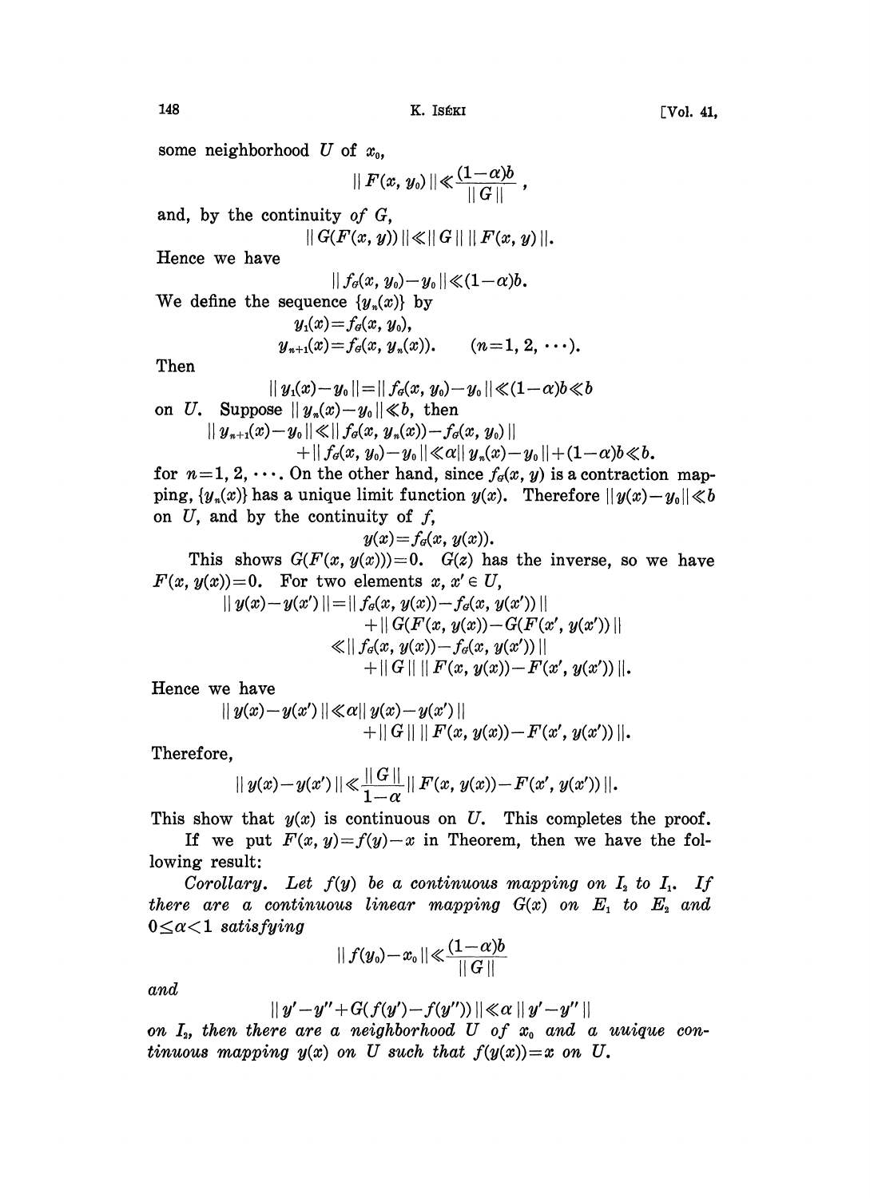some neighborhood $U$ of $x_0$,

$$\|F(x, y_0)\| \ll \frac{(1-\alpha)b}{\|G\|},$$

and, by the continuity *of* $G$,

$$\|G(F(x, y))\| \ll \|G\| \, \|F(x, y)\|.$$

Hence we have

$$\|f_G(x, y_0) - y_0\| \ll (1-\alpha)b.$$

We define the sequence $\{y_n(x)\}$ by

$$y_1(x) = f_G(x, y_0),$$
$$y_{n+1}(x) = f_G(x, y_n(x)). \qquad (n=1, 2, \cdots).$$

Then

$$\|y_1(x) - y_0\| = \|f_G(x, y_0) - y_0\| \ll (1-\alpha)b \ll b$$

on $U$. Suppose $\|y_n(x) - y_0\| \ll b$, then

$$\|y_{n+1}(x) - y_0\| \ll \|f_G(x, y_n(x)) - f_G(x, y_0)\| + \|f_G(x, y_0) - y_0\| \ll \alpha \|y_n(x) - y_0\| + (1-\alpha)b \ll b.$$

for $n=1, 2, \cdots$. On the other hand, since $f_G(x, y)$ is a contraction mapping, $\{y_n(x)\}$ has a unique limit function $y(x)$. Therefore $\|y(x) - y_0\| \ll b$ on $U$, and by the continuity of $f$,

$$y(x) = f_G(x, y(x)).$$

This shows $G(F(x, y(x))) = 0$. $G(z)$ has the inverse, so we have $F(x, y(x)) = 0$. For two elements $x, x' \in U$,

$$\begin{aligned}
\|y(x) - y(x')\| &= \|f_G(x, y(x)) - f_G(x, y(x'))\| \\
&\quad + \|G(F(x, y(x)) - G(F(x', y(x'))\| \\
&\ll \|f_G(x, y(x)) - f_G(x, y(x'))\| \\
&\quad + \|G\| \, \|F(x, y(x)) - F(x', y(x'))\|.
\end{aligned}$$

Hence we have

$$\|y(x) - y(x')\| \ll \alpha \|y(x) - y(x')\| + \|G\| \, \|F(x, y(x)) - F(x', y(x'))\|.$$

Therefore,

$$\|y(x) - y(x')\| \ll \frac{\|G\|}{1-\alpha} \|F(x, y(x)) - F(x', y(x'))\|.$$

This show that $y(x)$ is continuous on $U$. This completes the proof.

If we put $F(x, y) = f(y) - x$ in Theorem, then we have the following result:

*Corollary. Let $f(y)$ be a continuous mapping on $I_2$ to $I_1$. If there are a continuous linear mapping $G(x)$ on $E_1$ to $E_2$ and $0 \leq \alpha < 1$ satisfying*

$$\|f(y_0) - x_0\| \ll \frac{(1-\alpha)b}{\|G\|}$$

*and*

$$\|y' - y'' + G(f(y') - f(y''))\| \ll \alpha \|y' - y''\|$$

*on $I_2$, then there are a neighborhood $U$ of $x_0$ and a uuique continuous mapping $y(x)$ on $U$ such that $f(y(x)) = x$ on $U$.*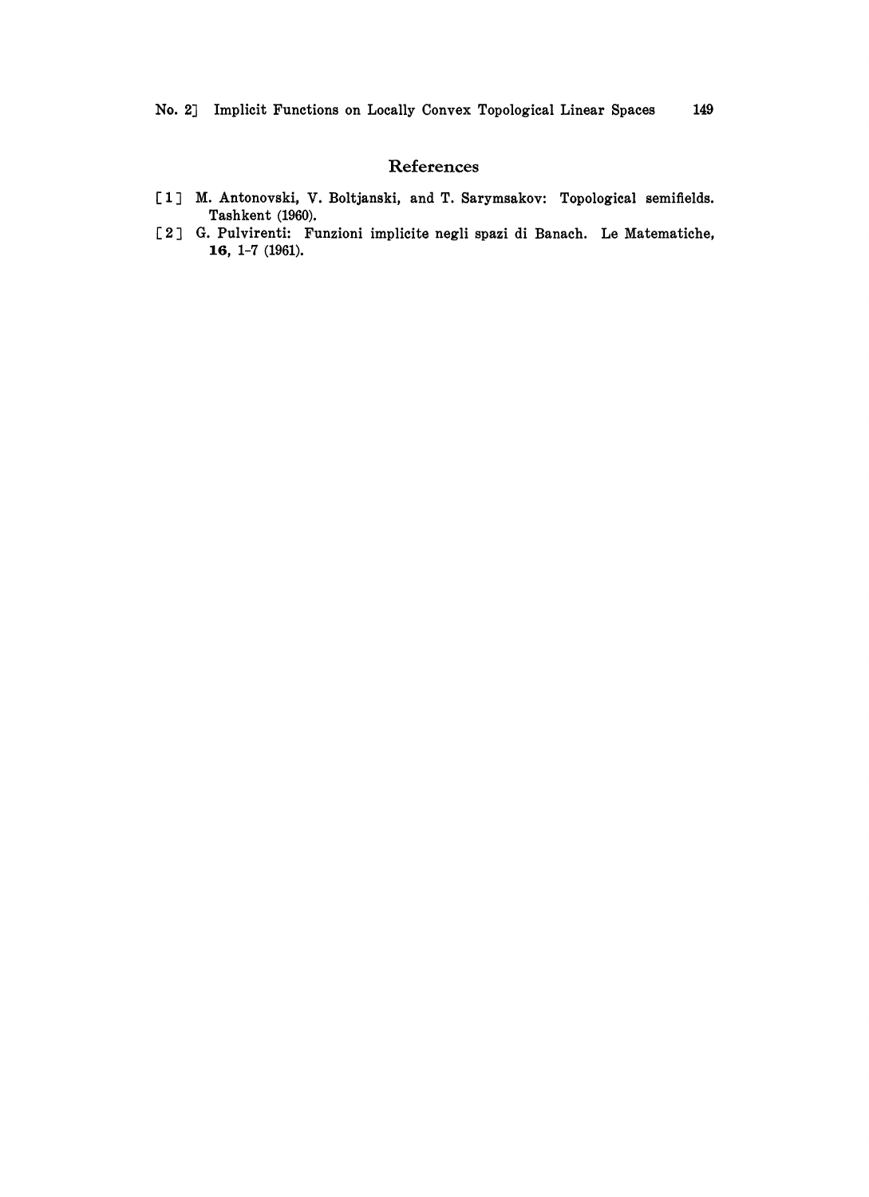## References

[1] M. Antonovski, V. Boltjanski, and T. Sarymsakov: Topological semifields. Tashkent (1960).

[2] G. Pulvirenti: Funzioni implicite negli spazi di Banach. Le Matematiche, **16**, 1-7 (1961).